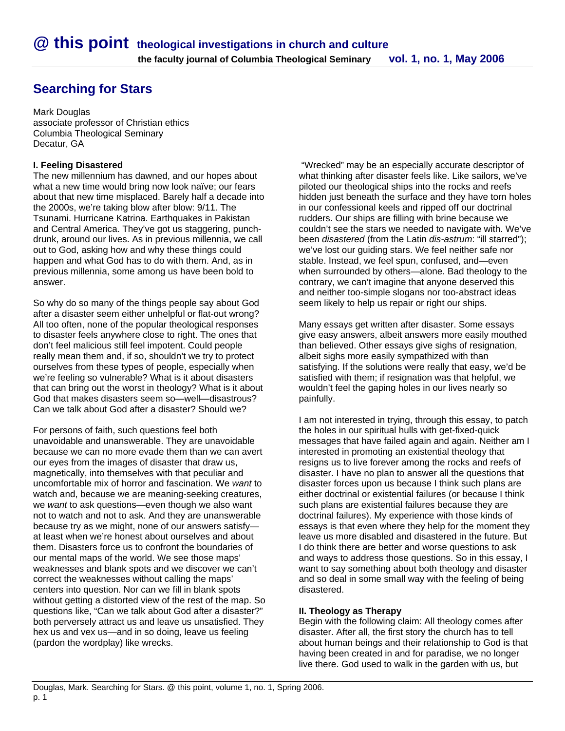## Searching for Stars

Mark Douglas
associate professor of Christian ethics
Columbia Theological Seminary
Decatur, GA

### I. Feeling Disastered

The new millennium has dawned, and our hopes about what a new time would bring now look naïve; our fears about that new time misplaced. Barely half a decade into the 2000s, we're taking blow after blow: 9/11. The Tsunami. Hurricane Katrina. Earthquakes in Pakistan and Central America. They've got us staggering, punch-drunk, around our lives. As in previous millennia, we call out to God, asking how and why these things could happen and what God has to do with them. And, as in previous millennia, some among us have been bold to answer.

So why do so many of the things people say about God after a disaster seem either unhelpful or flat-out wrong? All too often, none of the popular theological responses to disaster feels anywhere close to right. The ones that don't feel malicious still feel impotent. Could people really mean them and, if so, shouldn't we try to protect ourselves from these types of people, especially when we're feeling so vulnerable? What is it about disasters that can bring out the worst in theology? What is it about God that makes disasters seem so—well—disastrous? Can we talk about God after a disaster? Should we?

For persons of faith, such questions feel both unavoidable and unanswerable. They are unavoidable because we can no more evade them than we can avert our eyes from the images of disaster that draw us, magnetically, into themselves with that peculiar and uncomfortable mix of horror and fascination. We *want* to watch and, because we are meaning-seeking creatures, we *want* to ask questions—even though we also want not to watch and not to ask. And they are unanswerable because try as we might, none of our answers satisfy—at least when we're honest about ourselves and about them. Disasters force us to confront the boundaries of our mental maps of the world. We see those maps' weaknesses and blank spots and we discover we can't correct the weaknesses without calling the maps' centers into question. Nor can we fill in blank spots without getting a distorted view of the rest of the map. So questions like, "Can we talk about God after a disaster?" both perversely attract us and leave us unsatisfied. They hex us and vex us—and in so doing, leave us feeling (pardon the wordplay) like wrecks.

"Wrecked" may be an especially accurate descriptor of what thinking after disaster feels like. Like sailors, we've piloted our theological ships into the rocks and reefs hidden just beneath the surface and they have torn holes in our confessional keels and ripped off our doctrinal rudders. Our ships are filling with brine because we couldn't see the stars we needed to navigate with. We've been *disastered* (from the Latin *dis-astrum*: "ill starred"); we've lost our guiding stars. We feel neither safe nor stable. Instead, we feel spun, confused, and—even when surrounded by others—alone. Bad theology to the contrary, we can't imagine that anyone deserved this and neither too-simple slogans nor too-abstract ideas seem likely to help us repair or right our ships.

Many essays get written after disaster. Some essays give easy answers, albeit answers more easily mouthed than believed. Other essays give sighs of resignation, albeit sighs more easily sympathized with than satisfying. If the solutions were really that easy, we'd be satisfied with them; if resignation was that helpful, we wouldn't feel the gaping holes in our lives nearly so painfully.

I am not interested in trying, through this essay, to patch the holes in our spiritual hulls with get-fixed-quick messages that have failed again and again. Neither am I interested in promoting an existential theology that resigns us to live forever among the rocks and reefs of disaster. I have no plan to answer all the questions that disaster forces upon us because I think such plans are either doctrinal or existential failures (or because I think such plans are existential failures because they are doctrinal failures). My experience with those kinds of essays is that even where they help for the moment they leave us more disabled and disastered in the future. But I do think there are better and worse questions to ask and ways to address those questions. So in this essay, I want to say something about both theology and disaster and so deal in some small way with the feeling of being disastered.

### II. Theology as Therapy

Begin with the following claim: All theology comes after disaster. After all, the first story the church has to tell about human beings and their relationship to God is that having been created in and for paradise, we no longer live there. God used to walk in the garden with us, but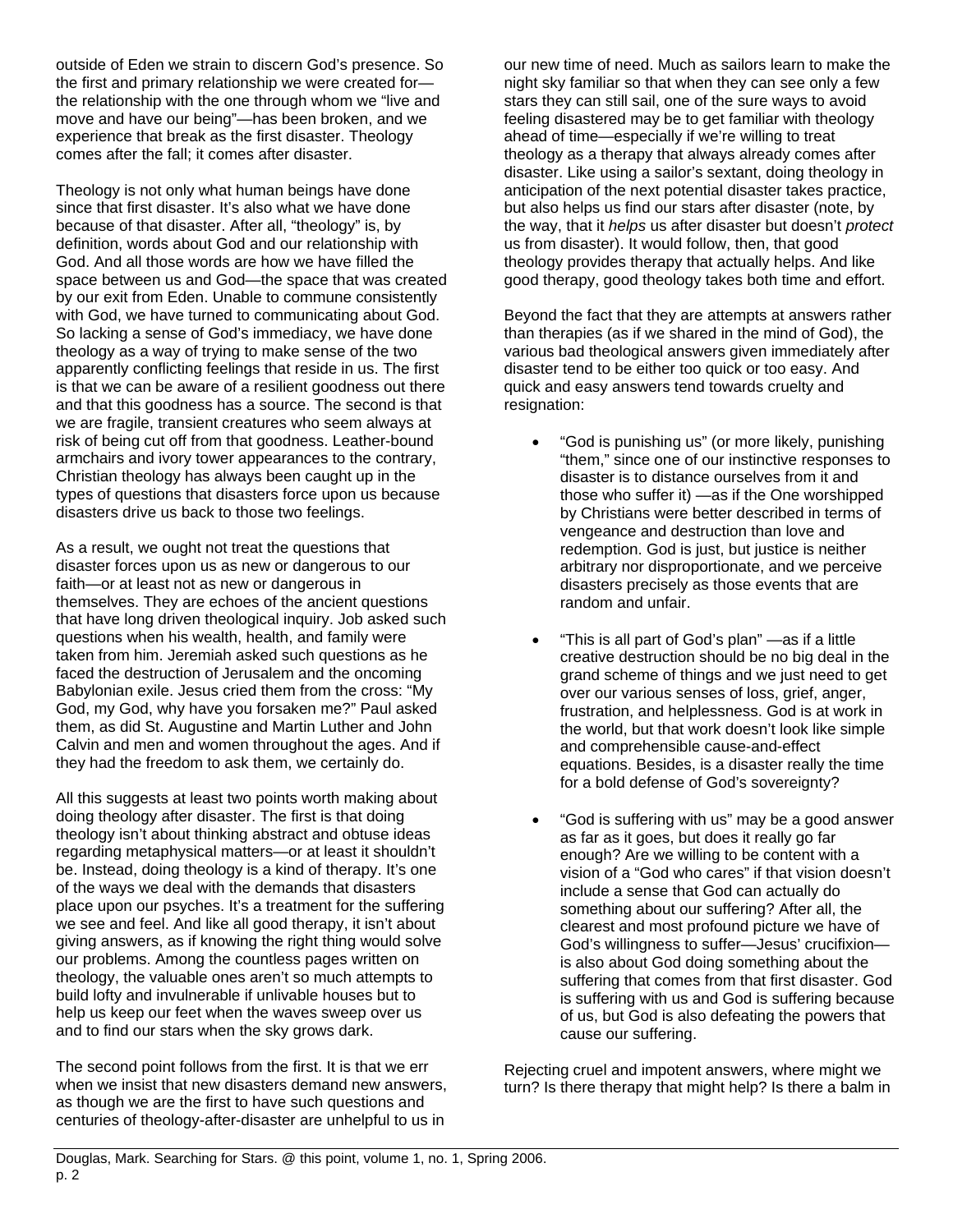outside of Eden we strain to discern God's presence. So the first and primary relationship we were created for—the relationship with the one through whom we "live and move and have our being"—has been broken, and we experience that break as the first disaster. Theology comes after the fall; it comes after disaster.

Theology is not only what human beings have done since that first disaster. It's also what we have done because of that disaster. After all, "theology" is, by definition, words about God and our relationship with God. And all those words are how we have filled the space between us and God—the space that was created by our exit from Eden. Unable to commune consistently with God, we have turned to communicating about God. So lacking a sense of God's immediacy, we have done theology as a way of trying to make sense of the two apparently conflicting feelings that reside in us. The first is that we can be aware of a resilient goodness out there and that this goodness has a source. The second is that we are fragile, transient creatures who seem always at risk of being cut off from that goodness. Leather-bound armchairs and ivory tower appearances to the contrary, Christian theology has always been caught up in the types of questions that disasters force upon us because disasters drive us back to those two feelings.

As a result, we ought not treat the questions that disaster forces upon us as new or dangerous to our faith—or at least not as new or dangerous in themselves. They are echoes of the ancient questions that have long driven theological inquiry. Job asked such questions when his wealth, health, and family were taken from him. Jeremiah asked such questions as he faced the destruction of Jerusalem and the oncoming Babylonian exile. Jesus cried them from the cross: "My God, my God, why have you forsaken me?" Paul asked them, as did St. Augustine and Martin Luther and John Calvin and men and women throughout the ages. And if they had the freedom to ask them, we certainly do.

All this suggests at least two points worth making about doing theology after disaster. The first is that doing theology isn't about thinking abstract and obtuse ideas regarding metaphysical matters—or at least it shouldn't be. Instead, doing theology is a kind of therapy. It's one of the ways we deal with the demands that disasters place upon our psyches. It's a treatment for the suffering we see and feel. And like all good therapy, it isn't about giving answers, as if knowing the right thing would solve our problems. Among the countless pages written on theology, the valuable ones aren't so much attempts to build lofty and invulnerable if unlivable houses but to help us keep our feet when the waves sweep over us and to find our stars when the sky grows dark.

The second point follows from the first. It is that we err when we insist that new disasters demand new answers, as though we are the first to have such questions and centuries of theology-after-disaster are unhelpful to us in our new time of need. Much as sailors learn to make the night sky familiar so that when they can see only a few stars they can still sail, one of the sure ways to avoid feeling disastered may be to get familiar with theology ahead of time—especially if we're willing to treat theology as a therapy that always already comes after disaster. Like using a sailor's sextant, doing theology in anticipation of the next potential disaster takes practice, but also helps us find our stars after disaster (note, by the way, that it *helps* us after disaster but doesn't *protect* us from disaster). It would follow, then, that good theology provides therapy that actually helps. And like good therapy, good theology takes both time and effort.

Beyond the fact that they are attempts at answers rather than therapies (as if we shared in the mind of God), the various bad theological answers given immediately after disaster tend to be either too quick or too easy. And quick and easy answers tend towards cruelty and resignation:

- "God is punishing us" (or more likely, punishing "them," since one of our instinctive responses to disaster is to distance ourselves from it and those who suffer it) —as if the One worshipped by Christians were better described in terms of vengeance and destruction than love and redemption. God is just, but justice is neither arbitrary nor disproportionate, and we perceive disasters precisely as those events that are random and unfair.

- "This is all part of God's plan" —as if a little creative destruction should be no big deal in the grand scheme of things and we just need to get over our various senses of loss, grief, anger, frustration, and helplessness. God is at work in the world, but that work doesn't look like simple and comprehensible cause-and-effect equations. Besides, is a disaster really the time for a bold defense of God's sovereignty?

- "God is suffering with us" may be a good answer as far as it goes, but does it really go far enough? Are we willing to be content with a vision of a "God who cares" if that vision doesn't include a sense that God can actually do something about our suffering? After all, the clearest and most profound picture we have of God's willingness to suffer—Jesus' crucifixion—is also about God doing something about the suffering that comes from that first disaster. God is suffering with us and God is suffering because of us, but God is also defeating the powers that cause our suffering.

Rejecting cruel and impotent answers, where might we turn? Is there therapy that might help? Is there a balm in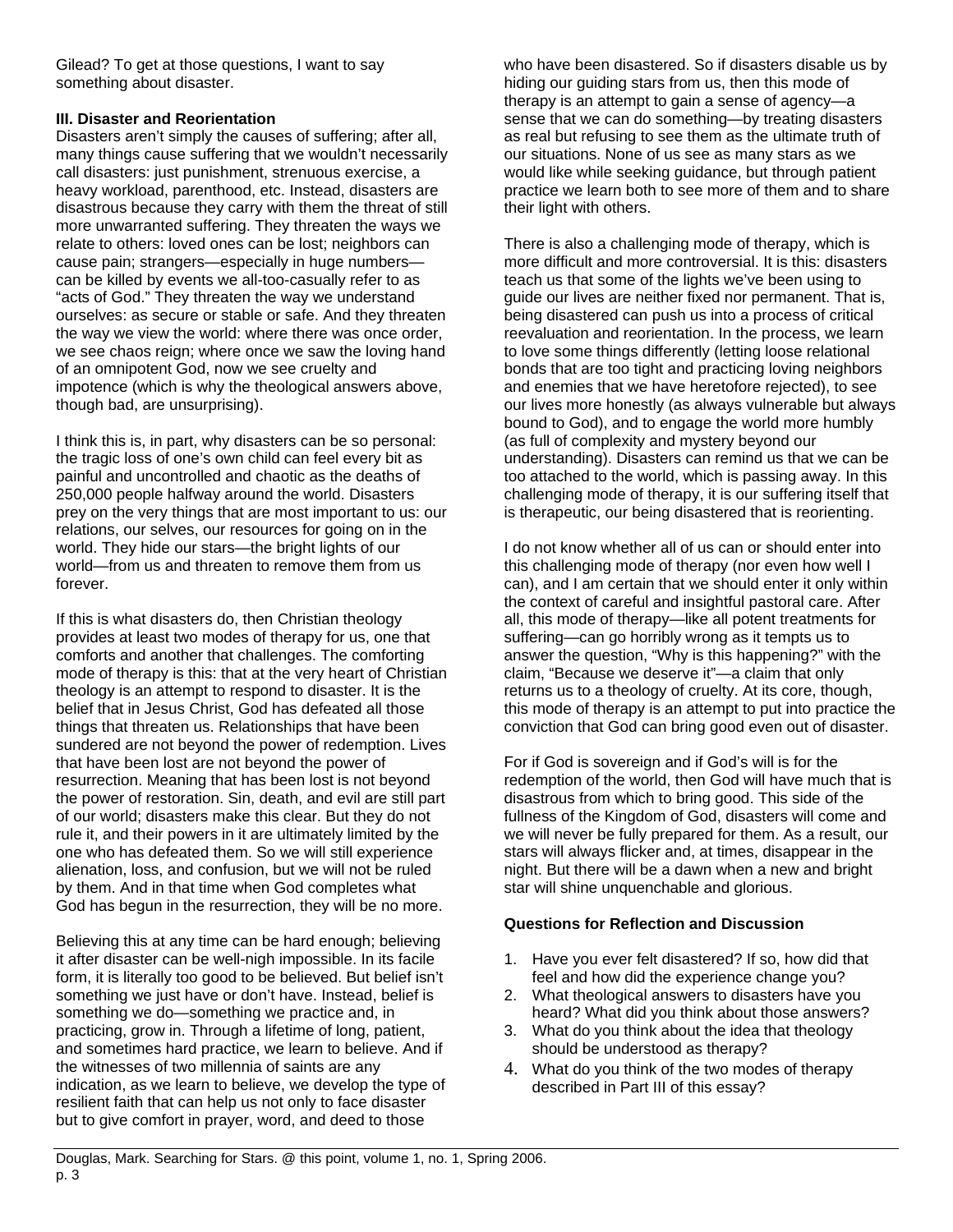Gilead? To get at those questions, I want to say something about disaster.

### III. Disaster and Reorientation

Disasters aren't simply the causes of suffering; after all, many things cause suffering that we wouldn't necessarily call disasters: just punishment, strenuous exercise, a heavy workload, parenthood, etc. Instead, disasters are disastrous because they carry with them the threat of still more unwarranted suffering. They threaten the ways we relate to others: loved ones can be lost; neighbors can cause pain; strangers—especially in huge numbers—can be killed by events we all-too-casually refer to as "acts of God." They threaten the way we understand ourselves: as secure or stable or safe. And they threaten the way we view the world: where there was once order, we see chaos reign; where once we saw the loving hand of an omnipotent God, now we see cruelty and impotence (which is why the theological answers above, though bad, are unsurprising).

I think this is, in part, why disasters can be so personal: the tragic loss of one's own child can feel every bit as painful and uncontrolled and chaotic as the deaths of 250,000 people halfway around the world. Disasters prey on the very things that are most important to us: our relations, our selves, our resources for going on in the world. They hide our stars—the bright lights of our world—from us and threaten to remove them from us forever.

If this is what disasters do, then Christian theology provides at least two modes of therapy for us, one that comforts and another that challenges. The comforting mode of therapy is this: that at the very heart of Christian theology is an attempt to respond to disaster. It is the belief that in Jesus Christ, God has defeated all those things that threaten us. Relationships that have been sundered are not beyond the power of redemption. Lives that have been lost are not beyond the power of resurrection. Meaning that has been lost is not beyond the power of restoration. Sin, death, and evil are still part of our world; disasters make this clear. But they do not rule it, and their powers in it are ultimately limited by the one who has defeated them. So we will still experience alienation, loss, and confusion, but we will not be ruled by them. And in that time when God completes what God has begun in the resurrection, they will be no more.

Believing this at any time can be hard enough; believing it after disaster can be well-nigh impossible. In its facile form, it is literally too good to be believed. But belief isn't something we just have or don't have. Instead, belief is something we do—something we practice and, in practicing, grow in. Through a lifetime of long, patient, and sometimes hard practice, we learn to believe. And if the witnesses of two millennia of saints are any indication, as we learn to believe, we develop the type of resilient faith that can help us not only to face disaster but to give comfort in prayer, word, and deed to those who have been disastered. So if disasters disable us by hiding our guiding stars from us, then this mode of therapy is an attempt to gain a sense of agency—a sense that we can do something—by treating disasters as real but refusing to see them as the ultimate truth of our situations. None of us see as many stars as we would like while seeking guidance, but through patient practice we learn both to see more of them and to share their light with others.

There is also a challenging mode of therapy, which is more difficult and more controversial. It is this: disasters teach us that some of the lights we've been using to guide our lives are neither fixed nor permanent. That is, being disastered can push us into a process of critical reevaluation and reorientation. In the process, we learn to love some things differently (letting loose relational bonds that are too tight and practicing loving neighbors and enemies that we have heretofore rejected), to see our lives more honestly (as always vulnerable but always bound to God), and to engage the world more humbly (as full of complexity and mystery beyond our understanding). Disasters can remind us that we can be too attached to the world, which is passing away. In this challenging mode of therapy, it is our suffering itself that is therapeutic, our being disastered that is reorienting.

I do not know whether all of us can or should enter into this challenging mode of therapy (nor even how well I can), and I am certain that we should enter it only within the context of careful and insightful pastoral care. After all, this mode of therapy—like all potent treatments for suffering—can go horribly wrong as it tempts us to answer the question, "Why is this happening?" with the claim, "Because we deserve it"—a claim that only returns us to a theology of cruelty. At its core, though, this mode of therapy is an attempt to put into practice the conviction that God can bring good even out of disaster.

For if God is sovereign and if God's will is for the redemption of the world, then God will have much that is disastrous from which to bring good. This side of the fullness of the Kingdom of God, disasters will come and we will never be fully prepared for them. As a result, our stars will always flicker and, at times, disappear in the night. But there will be a dawn when a new and bright star will shine unquenchable and glorious.

### Questions for Reflection and Discussion

1. Have you ever felt disastered? If so, how did that feel and how did the experience change you?
2. What theological answers to disasters have you heard? What did you think about those answers?
3. What do you think about the idea that theology should be understood as therapy?
4. What do you think of the two modes of therapy described in Part III of this essay?

Douglas, Mark. Searching for Stars. @ this point, volume 1, no. 1, Spring 2006.